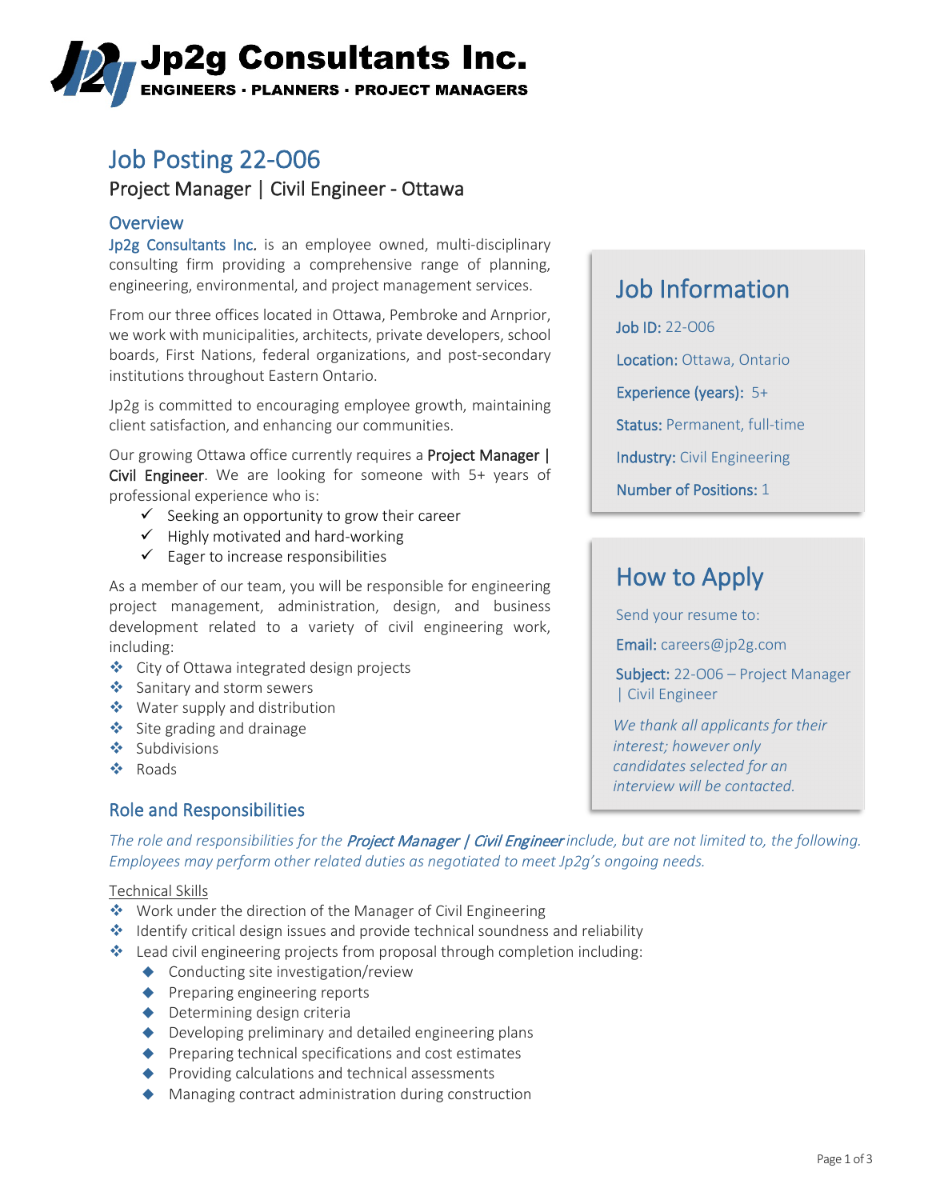# Jp2g Consultants Inc.

**ENGINEERS · PLANNERS · PROJECT MANAGERS**

# Job Posting 22-006

## Project Manager | Civil Engineer - Ottawa

### Overview

Jp2g Consultants Inc. is an employee owned, multi-disciplinary consulting firm providing a comprehensive range of planning, engineering, environmental, and project management services.

From our three offices located in Ottawa, Pembroke and Arnprior, we work with municipalities, architects, private developers, school boards, First Nations, federal organizations, and post-secondary institutions throughout Eastern Ontario.

Jp2g is committed to encouraging employee growth, maintaining client satisfaction, and enhancing our communities.

Our growing Ottawa office currently requires a **Project Manager | Civil Engineer**. We are looking for someone with 5+ years of professional experience who is:

- ✓ Seeking an opportunity to grow their career
- ✓ Highly motivated and hard-working
- ✓ Eager to increase responsibilities

As a member of our team, you will be responsible for engineering project management, administration, design, and business development related to a variety of civil engineering work, including:

- City of Ottawa integrated design projects
- Sanitary and storm sewers
- Water supply and distribution
- Site grading and drainage
- Subdivisions
- Roads

### Job Information

**Job ID:** 22-006

**Location:** Ottawa, Ontario

**Experience (years):** 5+

**Status:** Permanent, full-time

**Industry:** Civil Engineering

**Number of Positions:** 1

### How to Apply

Send your resume to:

**Email:** careers@jp2g.com

**Subject:** 22-006 – Project Manager | Civil Engineer

*We thank all applicants for their interest; however only candidates selected for an interview will be contacted.*

### Role and Responsibilities

*The role and responsibilities for the **Project Manager | Civil Engineer** include, but are not limited to, the following. Employees may perform other related duties as negotiated to meet Jp2g's ongoing needs.*

Technical Skills

- Work under the direction of the Manager of Civil Engineering
- Identify critical design issues and provide technical soundness and reliability
- Lead civil engineering projects from proposal through completion including:
  - Conducting site investigation/review
  - Preparing engineering reports
  - Determining design criteria
  - Developing preliminary and detailed engineering plans
  - Preparing technical specifications and cost estimates
  - Providing calculations and technical assessments
  - Managing contract administration during construction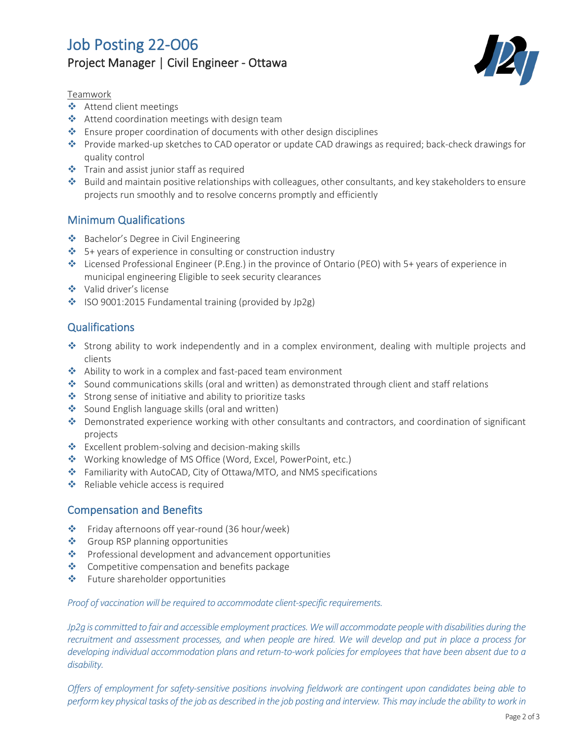# Job Posting 22-O06

## Project Manager | Civil Engineer - Ottawa

Teamwork

- Attend client meetings
- Attend coordination meetings with design team
- Ensure proper coordination of documents with other design disciplines
- Provide marked-up sketches to CAD operator or update CAD drawings as required; back-check drawings for quality control
- Train and assist junior staff as required
- Build and maintain positive relationships with colleagues, other consultants, and key stakeholders to ensure projects run smoothly and to resolve concerns promptly and efficiently

## Minimum Qualifications

- Bachelor's Degree in Civil Engineering
- 5+ years of experience in consulting or construction industry
- Licensed Professional Engineer (P.Eng.) in the province of Ontario (PEO) with 5+ years of experience in municipal engineering Eligible to seek security clearances
- Valid driver's license
- ISO 9001:2015 Fundamental training (provided by Jp2g)

## Qualifications

- Strong ability to work independently and in a complex environment, dealing with multiple projects and clients
- Ability to work in a complex and fast-paced team environment
- Sound communications skills (oral and written) as demonstrated through client and staff relations
- Strong sense of initiative and ability to prioritize tasks
- Sound English language skills (oral and written)
- Demonstrated experience working with other consultants and contractors, and coordination of significant projects
- Excellent problem-solving and decision-making skills
- Working knowledge of MS Office (Word, Excel, PowerPoint, etc.)
- Familiarity with AutoCAD, City of Ottawa/MTO, and NMS specifications
- Reliable vehicle access is required

## Compensation and Benefits

- Friday afternoons off year-round (36 hour/week)
- Group RSP planning opportunities
- Professional development and advancement opportunities
- Competitive compensation and benefits package
- Future shareholder opportunities

*Proof of vaccination will be required to accommodate client-specific requirements.*

*Jp2g is committed to fair and accessible employment practices. We will accommodate people with disabilities during the recruitment and assessment processes, and when people are hired. We will develop and put in place a process for developing individual accommodation plans and return-to-work policies for employees that have been absent due to a disability.*

*Offers of employment for safety-sensitive positions involving fieldwork are contingent upon candidates being able to perform key physical tasks of the job as described in the job posting and interview. This may include the ability to work in*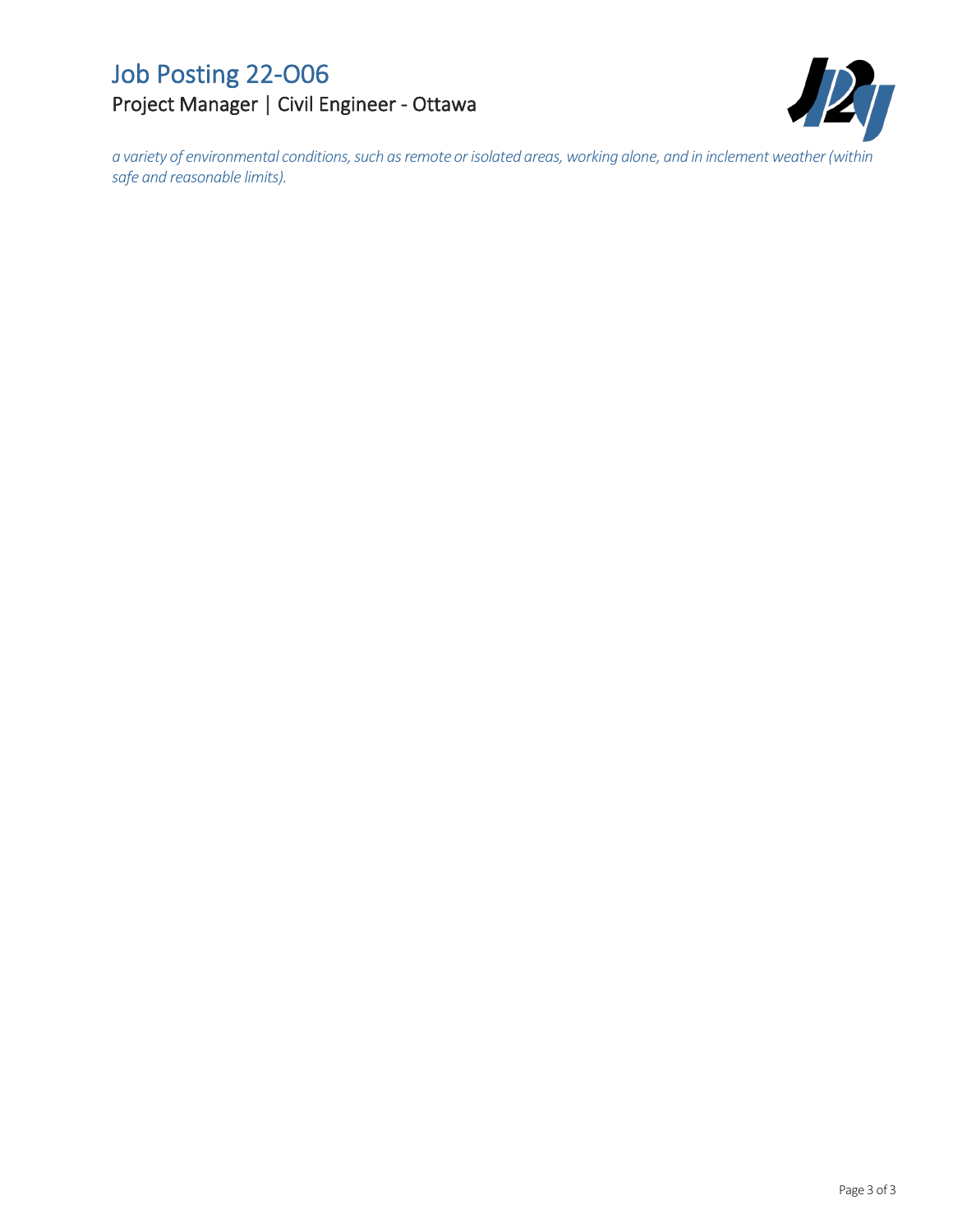*a variety of environmental conditions, such as remote or isolated areas, working alone, and in inclement weather (within safe and reasonable limits).*